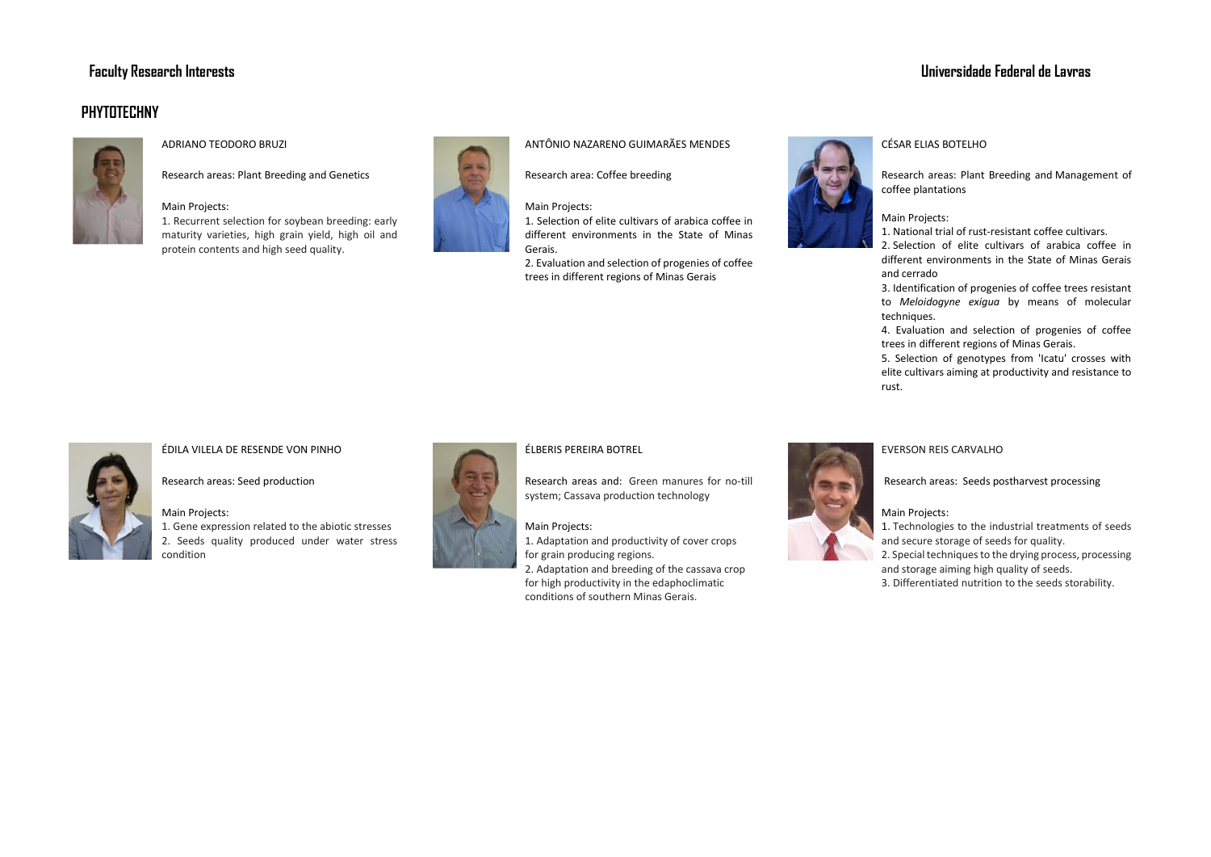# Faculty Research Interests

## Universidade Federal de Lavras

## PHYTOTECHNY

### ADRIANO TEODORO BRUZI

Research areas: Plant Breeding and Genetics

Main Projects:

1. Recurrent selection for soybean breeding: early maturity varieties, high grain yield, high oil and protein contents and high seed quality.

### ANTÔNIO NAZARENO GUIMARÃES MENDES

Research area: Coffee breeding

Main Projects:

1. Selection of elite cultivars of arabica coffee in different environments in the State of Minas Gerais.
2. Evaluation and selection of progenies of coffee trees in different regions of Minas Gerais

### CÉSAR ELIAS BOTELHO

Research areas: Plant Breeding and Management of coffee plantations

Main Projects:

1. National trial of rust-resistant coffee cultivars.
2. Selection of elite cultivars of arabica coffee in different environments in the State of Minas Gerais and cerrado
3. Identification of progenies of coffee trees resistant to *Meloidogyne exigua* by means of molecular techniques.
4. Evaluation and selection of progenies of coffee trees in different regions of Minas Gerais.
5. Selection of genotypes from 'Icatu' crosses with elite cultivars aiming at productivity and resistance to rust.

### ÉDILA VILELA DE RESENDE VON PINHO

Research areas: Seed production

Main Projects:

1. Gene expression related to the abiotic stresses
2. Seeds quality produced under water stress condition

### ÉLBERIS PEREIRA BOTREL

Research areas and: Green manures for no-till system; Cassava production technology

Main Projects:

1. Adaptation and productivity of cover crops for grain producing regions.
2. Adaptation and breeding of the cassava crop for high productivity in the edaphoclimatic conditions of southern Minas Gerais.

### EVERSON REIS CARVALHO

Research areas: Seeds postharvest processing

Main Projects:

1. Technologies to the industrial treatments of seeds and secure storage of seeds for quality.
2. Special techniques to the drying process, processing and storage aiming high quality of seeds.
3. Differentiated nutrition to the seeds storability.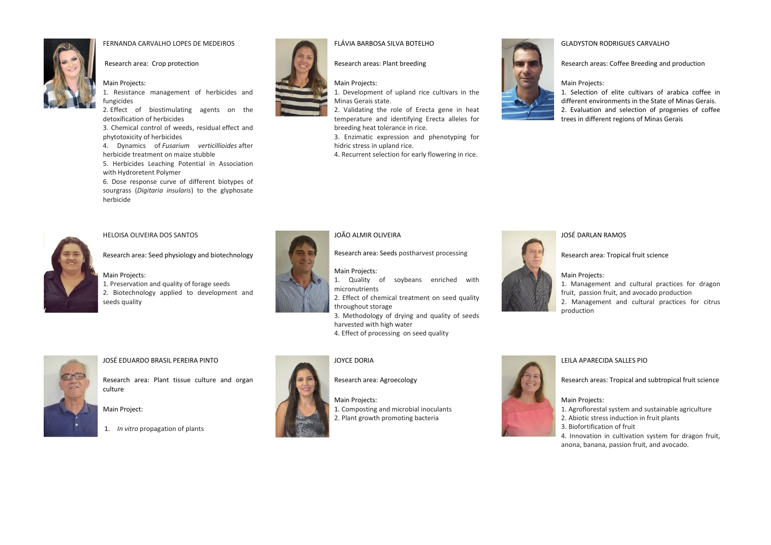### FERNANDA CARVALHO LOPES DE MEDEIROS

Research area: Crop protection

Main Projects:

1. Resistance management of herbicides and fungicides
2. Effect of biostimulating agents on the detoxification of herbicides
3. Chemical control of weeds, residual effect and phytotoxicity of herbicides
4. Dynamics of *Fusarium verticillioides* after herbicide treatment on maize stubble
5. Herbicides Leaching Potential in Association with Hydroretent Polymer
6. Dose response curve of different biotypes of sourgrass (*Digitaria insularis*) to the glyphosate herbicide

### FLÁVIA BARBOSA SILVA BOTELHO

Research areas: Plant breeding

Main Projects:

1. Development of upland rice cultivars in the Minas Gerais state.
2. Validating the role of Erecta gene in heat temperature and identifying Erecta alleles for breeding heat tolerance in rice.
3. Enzimatic expression and phenotyping for hidric stress in upland rice.
4. Recurrent selection for early flowering in rice.

### GLADYSTON RODRIGUES CARVALHO

Research areas: Coffee Breeding and production

Main Projects:

1. Selection of elite cultivars of arabica coffee in different environments in the State of Minas Gerais.
2. Evaluation and selection of progenies of coffee trees in different regions of Minas Gerais

### HELOISA OLIVEIRA DOS SANTOS

Research area: Seed physiology and biotechnology

Main Projects:

1. Preservation and quality of forage seeds
2. Biotechnology applied to development and seeds quality

### JOÃO ALMIR OLIVEIRA

Research area: Seeds postharvest processing

Main Projects:

1. Quality of soybeans enriched with micronutrients
2. Effect of chemical treatment on seed quality throughout storage
3. Methodology of drying and quality of seeds harvested with high water
4. Effect of processing on seed quality

### JOSÉ DARLAN RAMOS

Research area: Tropical fruit science

Main Projects:

1. Management and cultural practices for dragon fruit, passion fruit, and avocado production
2. Management and cultural practices for citrus production

### JOSÉ EDUARDO BRASIL PEREIRA PINTO

Research area: Plant tissue culture and organ culture

Main Project:

1. *In vitro* propagation of plants

### JOYCE DORIA

Research area: Agroecology

Main Projects:

1. Composting and microbial inoculants
2. Plant growth promoting bacteria

### LEILA APARECIDA SALLES PIO

Research areas: Tropical and subtropical fruit science

Main Projects:

1. Agroflorestal system and sustainable agriculture
2. Abiotic stress induction in fruit plants
3. Biofortification of fruit
4. Innovation in cultivation system for dragon fruit, anona, banana, passion fruit, and avocado.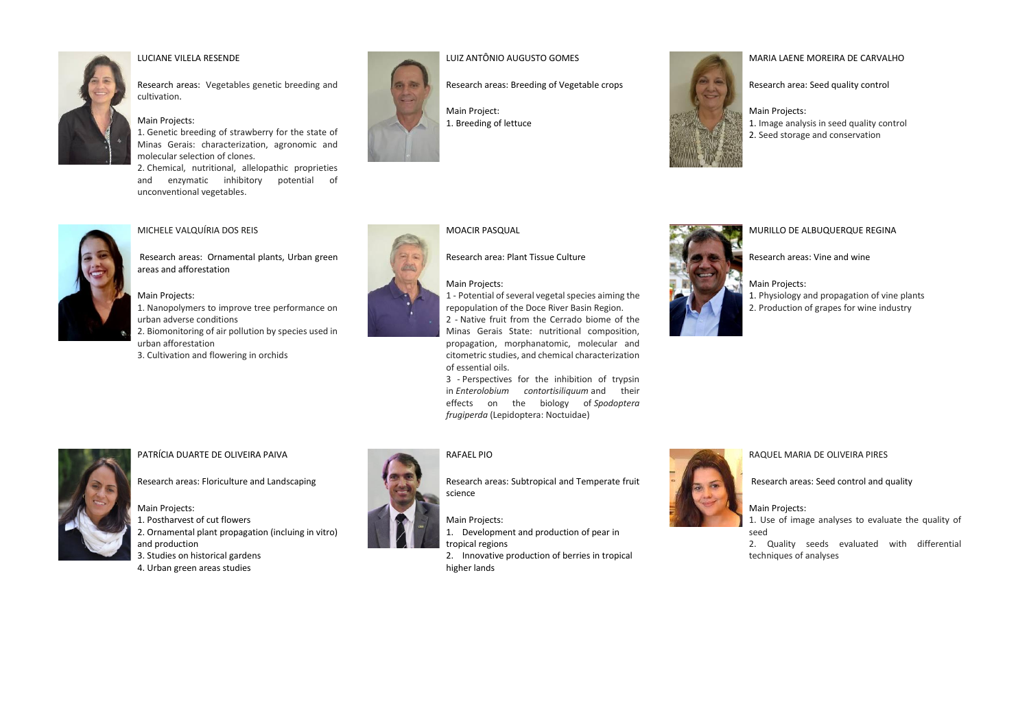### LUCIANE VILELA RESENDE

Research areas: Vegetables genetic breeding and cultivation.

Main Projects:
1. Genetic breeding of strawberry for the state of Minas Gerais: characterization, agronomic and molecular selection of clones.
2. Chemical, nutritional, allelopathic proprieties and enzymatic inhibitory potential of unconventional vegetables.

### LUIZ ANTÔNIO AUGUSTO GOMES

Research areas: Breeding of Vegetable crops

Main Project:
1. Breeding of lettuce

### MARIA LAENE MOREIRA DE CARVALHO

Research area: Seed quality control

Main Projects:
1. Image analysis in seed quality control
2. Seed storage and conservation

### MICHELE VALQUÍRIA DOS REIS

Research areas: Ornamental plants, Urban green areas and afforestation

Main Projects:
1. Nanopolymers to improve tree performance on urban adverse conditions
2. Biomonitoring of air pollution by species used in urban afforestation
3. Cultivation and flowering in orchids

### MOACIR PASQUAL

Research area: Plant Tissue Culture

Main Projects:
1 - Potential of several vegetal species aiming the repopulation of the Doce River Basin Region.
2 - Native fruit from the Cerrado biome of the Minas Gerais State: nutritional composition, propagation, morphanatomic, molecular and citometric studies, and chemical characterization of essential oils.
3 - Perspectives for the inhibition of trypsin in *Enterolobium contortisiliquum* and their effects on the biology of *Spodoptera frugiperda* (Lepidoptera: Noctuidae)

### MURILLO DE ALBUQUERQUE REGINA

Research areas: Vine and wine

Main Projects:
1. Physiology and propagation of vine plants
2. Production of grapes for wine industry

### PATRÍCIA DUARTE DE OLIVEIRA PAIVA

Research areas: Floriculture and Landscaping

Main Projects:
1. Postharvest of cut flowers
2. Ornamental plant propagation (incluing in vitro) and production
3. Studies on historical gardens
4. Urban green areas studies

### RAFAEL PIO

Research areas: Subtropical and Temperate fruit science

Main Projects:
1. Development and production of pear in tropical regions
2. Innovative production of berries in tropical higher lands

### RAQUEL MARIA DE OLIVEIRA PIRES

Research areas: Seed control and quality

Main Projects:
1. Use of image analyses to evaluate the quality of seed
2. Quality seeds evaluated with differential techniques of analyses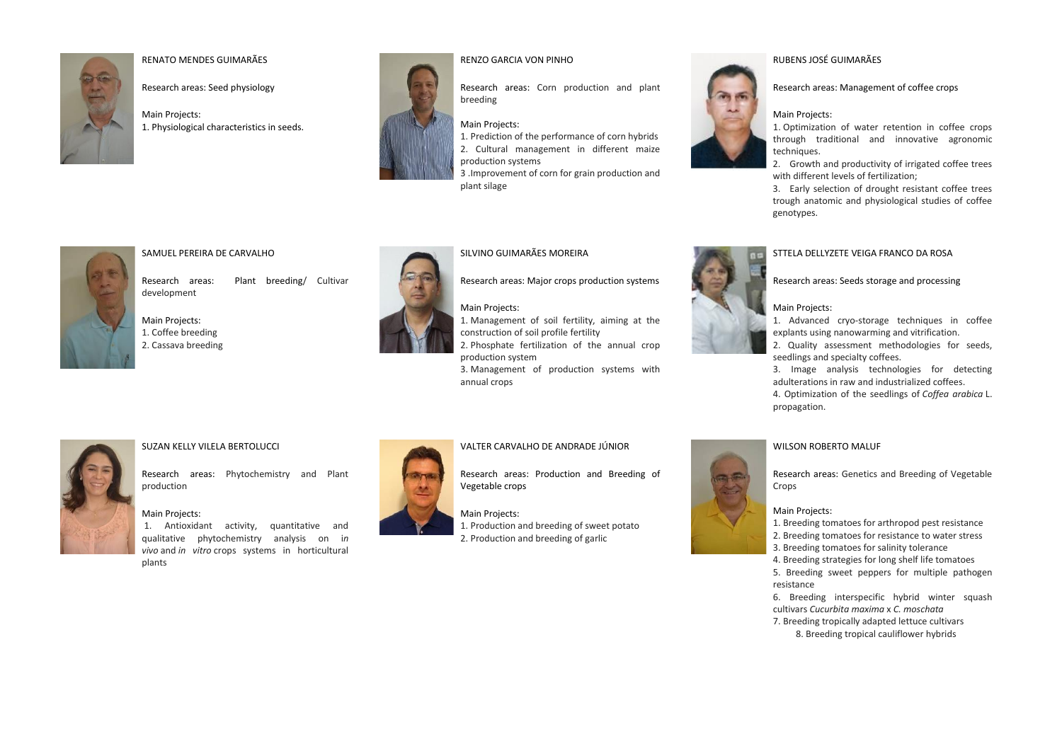RENATO MENDES GUIMARÃES

Research areas: Seed physiology

Main Projects:
1. Physiological characteristics in seeds.

RENZO GARCIA VON PINHO

Research areas: Corn production and plant breeding

Main Projects:
1. Prediction of the performance of corn hybrids
2. Cultural management in different maize production systems
3 .Improvement of corn for grain production and plant silage

RUBENS JOSÉ GUIMARÃES

Research areas: Management of coffee crops

Main Projects:
1. Optimization of water retention in coffee crops through traditional and innovative agronomic techniques.
2. Growth and productivity of irrigated coffee trees with different levels of fertilization;
3. Early selection of drought resistant coffee trees trough anatomic and physiological studies of coffee genotypes.

SAMUEL PEREIRA DE CARVALHO

Research areas: Plant breeding/ Cultivar development

Main Projects:
1. Coffee breeding
2. Cassava breeding

SILVINO GUIMARÃES MOREIRA

Research areas: Major crops production systems

Main Projects:
1. Management of soil fertility, aiming at the construction of soil profile fertility
2. Phosphate fertilization of the annual crop production system
3. Management of production systems with annual crops

STTELA DELLYZETE VEIGA FRANCO DA ROSA

Research areas: Seeds storage and processing

Main Projects:
1. Advanced cryo-storage techniques in coffee explants using nanowarming and vitrification.
2. Quality assessment methodologies for seeds, seedlings and specialty coffees.
3. Image analysis technologies for detecting adulterations in raw and industrialized coffees.
4. Optimization of the seedlings of *Coffea arabica* L. propagation.

SUZAN KELLY VILELA BERTOLUCCI

Research areas: Phytochemistry and Plant production

Main Projects:
1. Antioxidant activity, quantitative and qualitative phytochemistry analysis on *in vivo* and *in vitro* crops systems in horticultural plants

VALTER CARVALHO DE ANDRADE JÚNIOR

Research areas: Production and Breeding of Vegetable crops

Main Projects:
1. Production and breeding of sweet potato
2. Production and breeding of garlic

WILSON ROBERTO MALUF

Research areas: Genetics and Breeding of Vegetable Crops

Main Projects:
1. Breeding tomatoes for arthropod pest resistance
2. Breeding tomatoes for resistance to water stress
3. Breeding tomatoes for salinity tolerance
4. Breeding strategies for long shelf life tomatoes
5. Breeding sweet peppers for multiple pathogen resistance
6. Breeding interspecific hybrid winter squash cultivars *Cucurbita maxima* x *C. moschata*
7. Breeding tropically adapted lettuce cultivars
8. Breeding tropical cauliflower hybrids